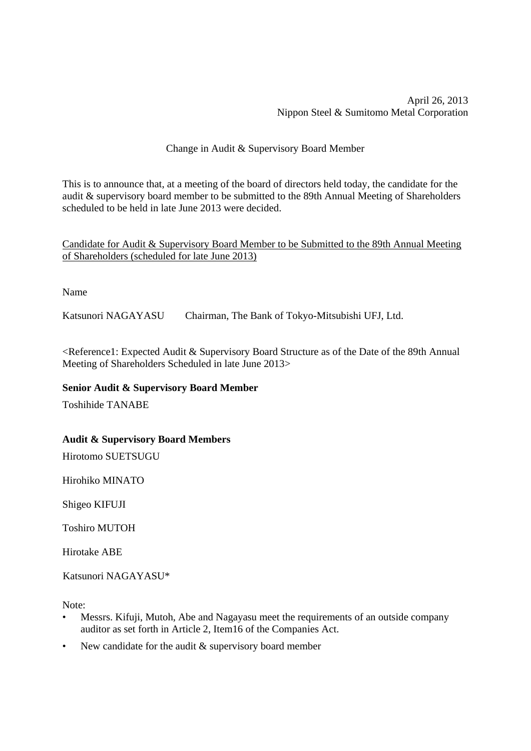April 26, 2013
Nippon Steel & Sumitomo Metal Corporation

# Change in Audit & Supervisory Board Member

This is to announce that, at a meeting of the board of directors held today, the candidate for the audit & supervisory board member to be submitted to the 89th Annual Meeting of Shareholders scheduled to be held in late June 2013 were decided.

Candidate for Audit & Supervisory Board Member to be Submitted to the 89th Annual Meeting of Shareholders (scheduled for late June 2013)

Name

Katsunori NAGAYASU Chairman, The Bank of Tokyo-Mitsubishi UFJ, Ltd.

<Reference1: Expected Audit & Supervisory Board Structure as of the Date of the 89th Annual Meeting of Shareholders Scheduled in late June 2013>

**Senior Audit & Supervisory Board Member**

Toshihide TANABE

**Audit & Supervisory Board Members**

Hirotomo SUETSUGU

Hirohiko MINATO

Shigeo KIFUJI

Toshiro MUTOH

Hirotake ABE

Katsunori NAGAYASU*

Note:

- Messrs. Kifuji, Mutoh, Abe and Nagayasu meet the requirements of an outside company auditor as set forth in Article 2, Item16 of the Companies Act.
- New candidate for the audit & supervisory board member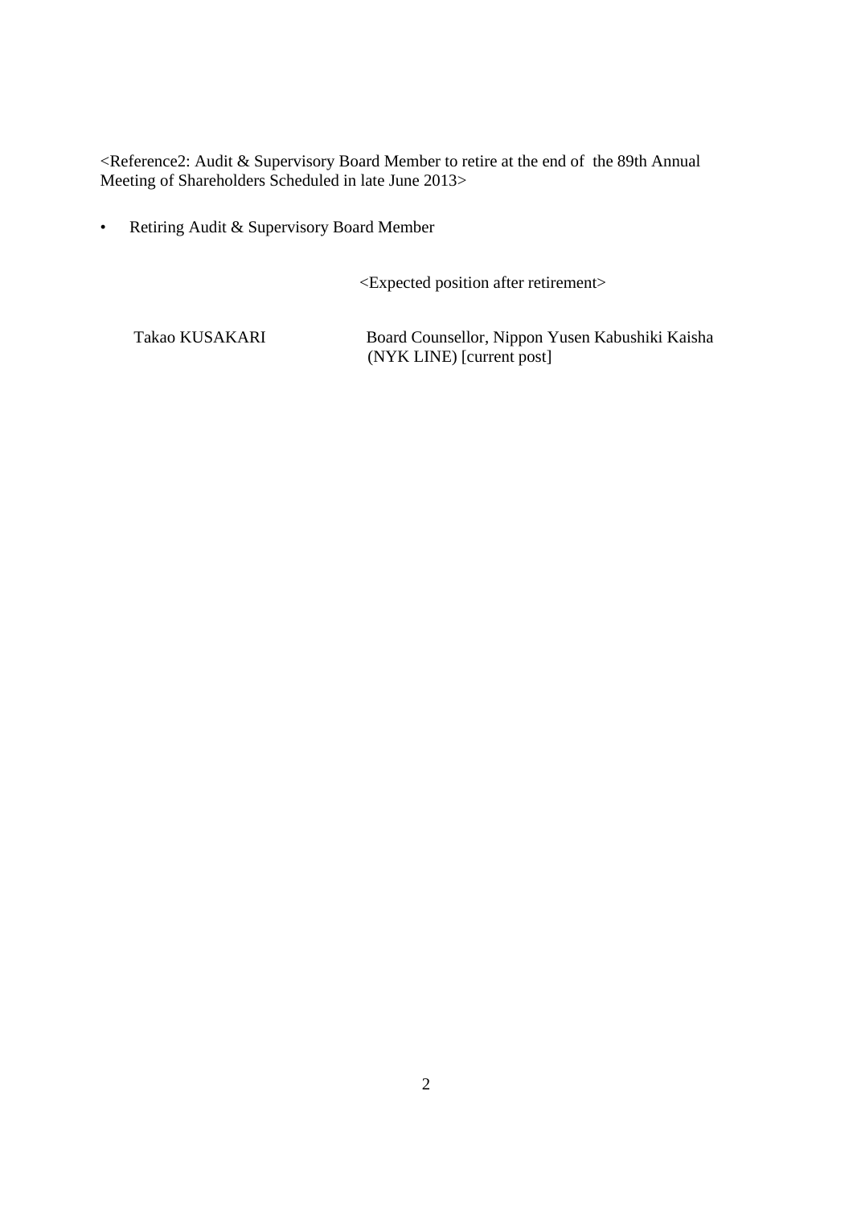<Reference2: Audit & Supervisory Board Member to retire at the end of the 89th Annual Meeting of Shareholders Scheduled in late June 2013>

- Retiring Audit & Supervisory Board Member

| | |
|---|---|
| | <Expected position after retirement> |
| Takao KUSAKARI | Board Counsellor, Nippon Yusen Kabushiki Kaisha (NYK LINE) [current post] |